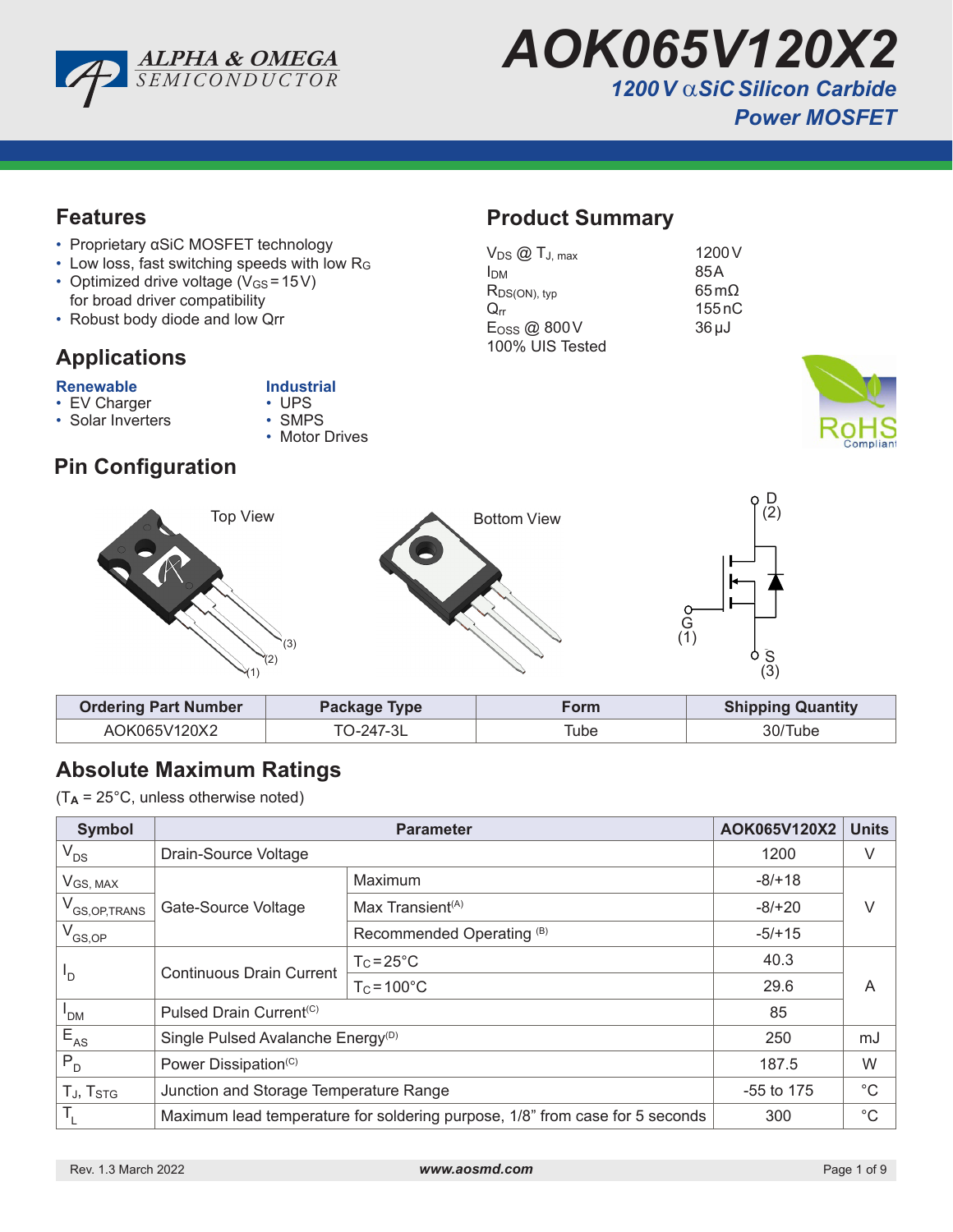# AOK065V120X2

## 1200 V αSiC Silicon Carbide Power MOSFET

## Features

- Proprietary αSiC MOSFET technology
- Low loss, fast switching speeds with low $R_G$
- Optimized drive voltage ($V_{GS}$ = 15 V) for broad driver compatibility
- Robust body diode and low Qrr

## Product Summary

| | |
|---|---|
| $V_{DS}$ @ $T_{J, max}$ | 1200 V |
| $I_{DM}$ | 85 A |
| $R_{DS(ON), typ}$ | 65 mΩ |
| $Q_{rr}$ | 155 nC |
| $E_{OSS}$ @ 800 V | 36 µJ |
| 100% UIS Tested | |

## Applications

**Renewable**
- EV Charger
- Solar Inverters

**Industrial**
- UPS
- SMPS
- Motor Drives

## Pin Configuration

Top View — (1), (2), (3)

Bottom View

D (2), G (1), S (3)

| Ordering Part Number | Package Type | Form | Shipping Quantity |
|---|---|---|---|
| AOK065V120X2 | TO-247-3L | Tube | 30/Tube |

## Absolute Maximum Ratings

($T_A$ = 25°C, unless otherwise noted)

| Symbol | Parameter | | AOK065V120X2 | Units |
|---|---|---|---|---|
| $V_{DS}$ | Drain-Source Voltage | | 1200 | V |
| $V_{GS, MAX}$ | Gate-Source Voltage | Maximum | -8/+18 | V |
| $V_{GS,OP,TRANS}$ | | Max Transient[(A)] | -8/+20 | |
| $V_{GS,OP}$ | | Recommended Operating [(B)] | -5/+15 | |
| $I_D$ | Continuous Drain Current | $T_C$ = 25°C | 40.3 | A |
| | | $T_C$ = 100°C | 29.6 | |
| $I_{DM}$ | Pulsed Drain Current[(C)] | | 85 | |
| $E_{AS}$ | Single Pulsed Avalanche Energy[(D)] | | 250 | mJ |
| $P_D$ | Power Dissipation[(C)] | | 187.5 | W |
| $T_J$, $T_{STG}$ | Junction and Storage Temperature Range | | -55 to 175 | °C |
| $T_L$ | Maximum lead temperature for soldering purpose, 1/8” from case for 5 seconds | | 300 | °C |

Rev. 1.3 March 2022 www.aosmd.com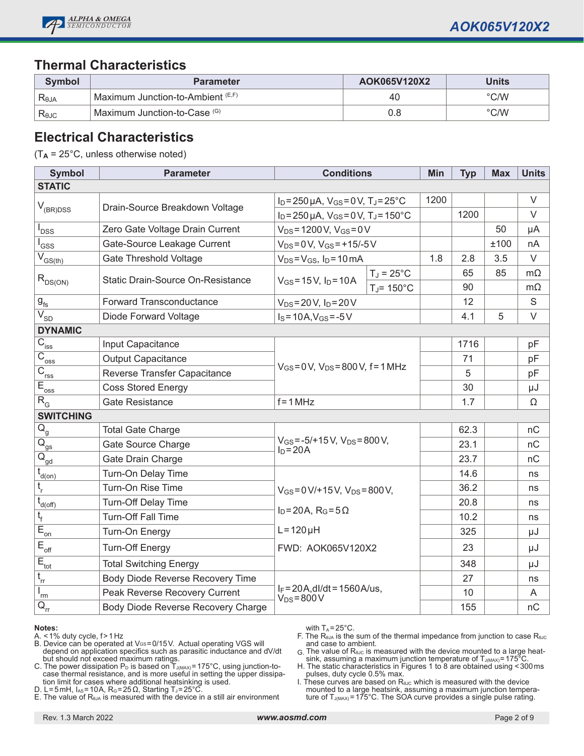## Thermal Characteristics

| Symbol | Parameter | AOK065V120X2 | Units |
|---|---|---|---|
| $R_{\theta JA}$ | Maximum Junction-to-Ambient [E,F] | 40 | °C/W |
| $R_{\theta JC}$ | Maximum Junction-to-Case [G] | 0.8 | °C/W |

## Electrical Characteristics

($T_A$ = 25°C, unless otherwise noted)

| Symbol | Parameter | Conditions | | Min | Typ | Max | Units |
|---|---|---|---|---|---|---|---|
| **STATIC** | | | | | | | |
| $V_{(BR)DSS}$ | Drain-Source Breakdown Voltage | $I_D$=250µA, $V_{GS}$=0V, $T_J$=25°C | | 1200 | | | V |
| | | $I_D$=250µA, $V_{GS}$=0V, $T_J$=150°C | | | 1200 | | V |
| $I_{DSS}$ | Zero Gate Voltage Drain Current | $V_{DS}$=1200V, $V_{GS}$=0V | | | | 50 | µA |
| $I_{GSS}$ | Gate-Source Leakage Current | $V_{DS}$=0V, $V_{GS}$=+15/-5V | | | | ±100 | nA |
| $V_{GS(th)}$ | Gate Threshold Voltage | $V_{DS}$=$V_{GS}$, $I_D$=10mA | | 1.8 | 2.8 | 3.5 | V |
| $R_{DS(ON)}$ | Static Drain-Source On-Resistance | $V_{GS}$=15V, $I_D$=10A | $T_J$ = 25°C | | 65 | 85 | mΩ |
| | | | $T_J$= 150°C | | 90 | | mΩ |
| $g_{fs}$ | Forward Transconductance | $V_{DS}$=20V, $I_D$=20V | | | 12 | | S |
| $V_{SD}$ | Diode Forward Voltage | $I_S$=10A,$V_{GS}$=-5V | | | 4.1 | 5 | V |
| **DYNAMIC** | | | | | | | |
| $C_{iss}$ | Input Capacitance | $V_{GS}$=0V, $V_{DS}$=800V, f=1MHz | | | 1716 | | pF |
| $C_{oss}$ | Output Capacitance | | | | 71 | | pF |
| $C_{rss}$ | Reverse Transfer Capacitance | | | | 5 | | pF |
| $E_{oss}$ | Coss Stored Energy | | | | 30 | | µJ |
| $R_G$ | Gate Resistance | f=1MHz | | | 1.7 | | Ω |
| **SWITCHING** | | | | | | | |
| $Q_g$ | Total Gate Charge | $V_{GS}$=-5/+15V, $V_{DS}$=800V, $I_D$=20A | | | 62.3 | | nC |
| $Q_{gs}$ | Gate Source Charge | | | | 23.1 | | nC |
| $Q_{gd}$ | Gate Drain Charge | | | | 23.7 | | nC |
| $t_{d(on)}$ | Turn-On Delay Time | $V_{GS}$=0V/+15V, $V_{DS}$=800V, $I_D$=20A, $R_G$=5Ω, L=120µH, FWD: AOK065V120X2 | | | 14.6 | | ns |
| $t_r$ | Turn-On Rise Time | | | | 36.2 | | ns |
| $t_{d(off)}$ | Turn-Off Delay Time | | | | 20.8 | | ns |
| $t_f$ | Turn-Off Fall Time | | | | 10.2 | | ns |
| $E_{on}$ | Turn-On Energy | | | | 325 | | µJ |
| $E_{off}$ | Turn-Off Energy | | | | 23 | | µJ |
| $E_{tot}$ | Total Switching Energy | | | | 348 | | µJ |
| $t_{rr}$ | Body Diode Reverse Recovery Time | $I_F$=20A,dI/dt=1560A/us, $V_{DS}$=800V | | | 27 | | ns |
| $I_{rm}$ | Peak Reverse Recovery Current | | | | 10 | | A |
| $Q_{rr}$ | Body Diode Reverse Recovery Charge | | | | 155 | | nC |

**Notes:**

A. <1% duty cycle, f>1Hz

B. Device can be operated at $V_{GS}$=0/15V. Actual operating VGS will depend on application specifics such as parasitic inductance and dV/dt but should not exceed maximum ratings.

C. The power dissipation $P_D$ is based on $T_{J(MAX)}$=175°C, using junction-to-case thermal resistance, and is more useful in setting the upper dissipation limit for cases where additional heatsinking is used.

D. L=5mH, $I_{AS}$=10A, $R_G$=25Ω, Starting $T_J$=25°C.

E. The value of $R_{\theta JA}$ is measured with the device in a still air environment with $T_A$=25°C.

F. The $R_{\theta JA}$ is the sum of the thermal impedance from junction to case $R_{\theta JC}$ and case to ambient.

G. The value of $R_{\theta JC}$ is measured with the device mounted to a large heatsink, assuming a maximum junction temperature of $T_{J(MAX)}$=175°C.

H. The static characteristics in Figures 1 to 8 are obtained using <300ms pulses, duty cycle 0.5% max.

I. These curves are based on $R_{\theta JC}$ which is measured with the device mounted to a large heatsink, assuming a maximum junction temperature of $T_{J(MAX)}$=175°C. The SOA curve provides a single pulse rating.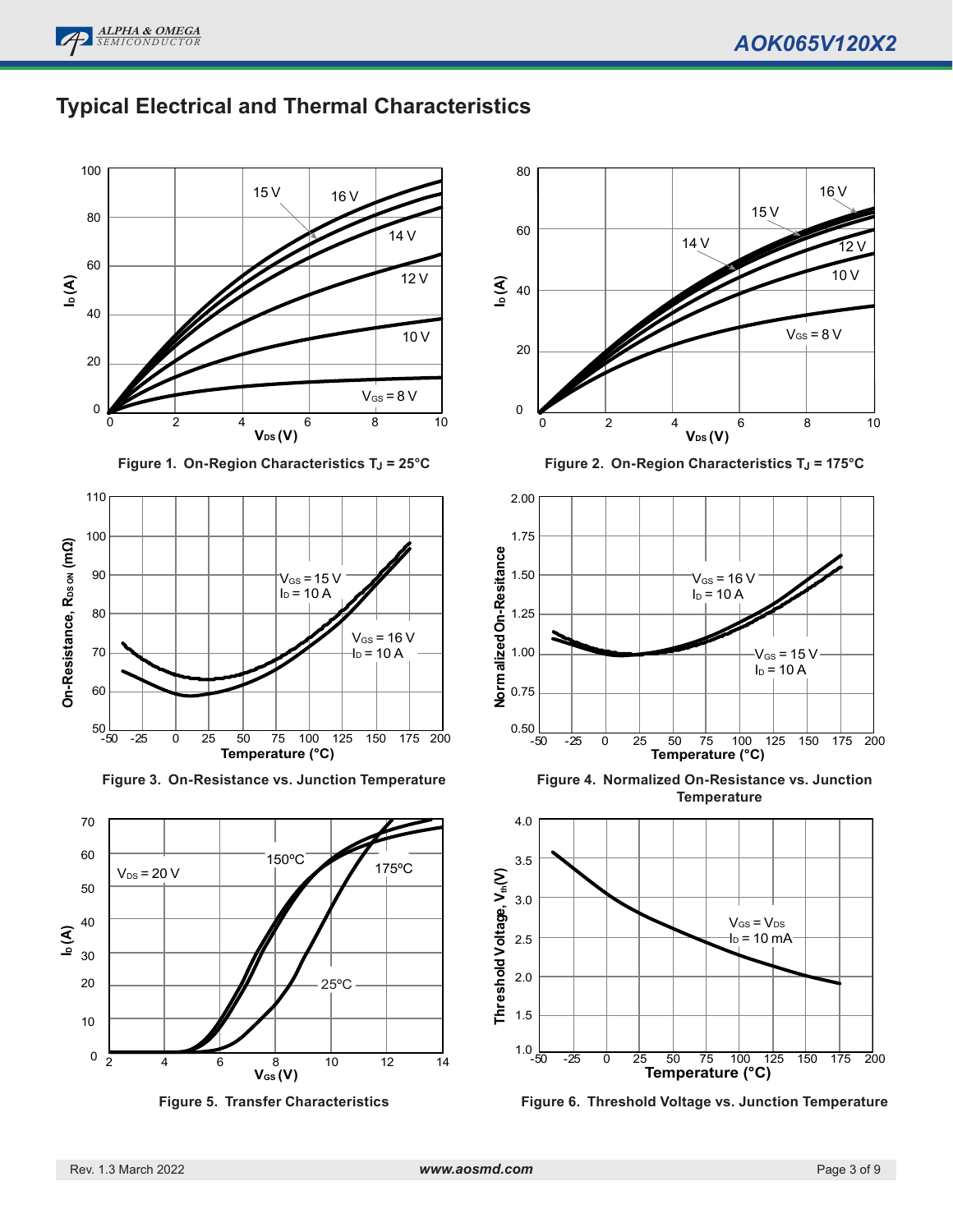## Typical Electrical and Thermal Characteristics

Figure 1. On-Region Characteristics $T_J$ = 25°C

Figure 2. On-Region Characteristics $T_J$ = 175°C

Figure 3. On-Resistance vs. Junction Temperature

Figure 4. Normalized On-Resistance vs. Junction Temperature

Figure 5. Transfer Characteristics

Figure 6. Threshold Voltage vs. Junction Temperature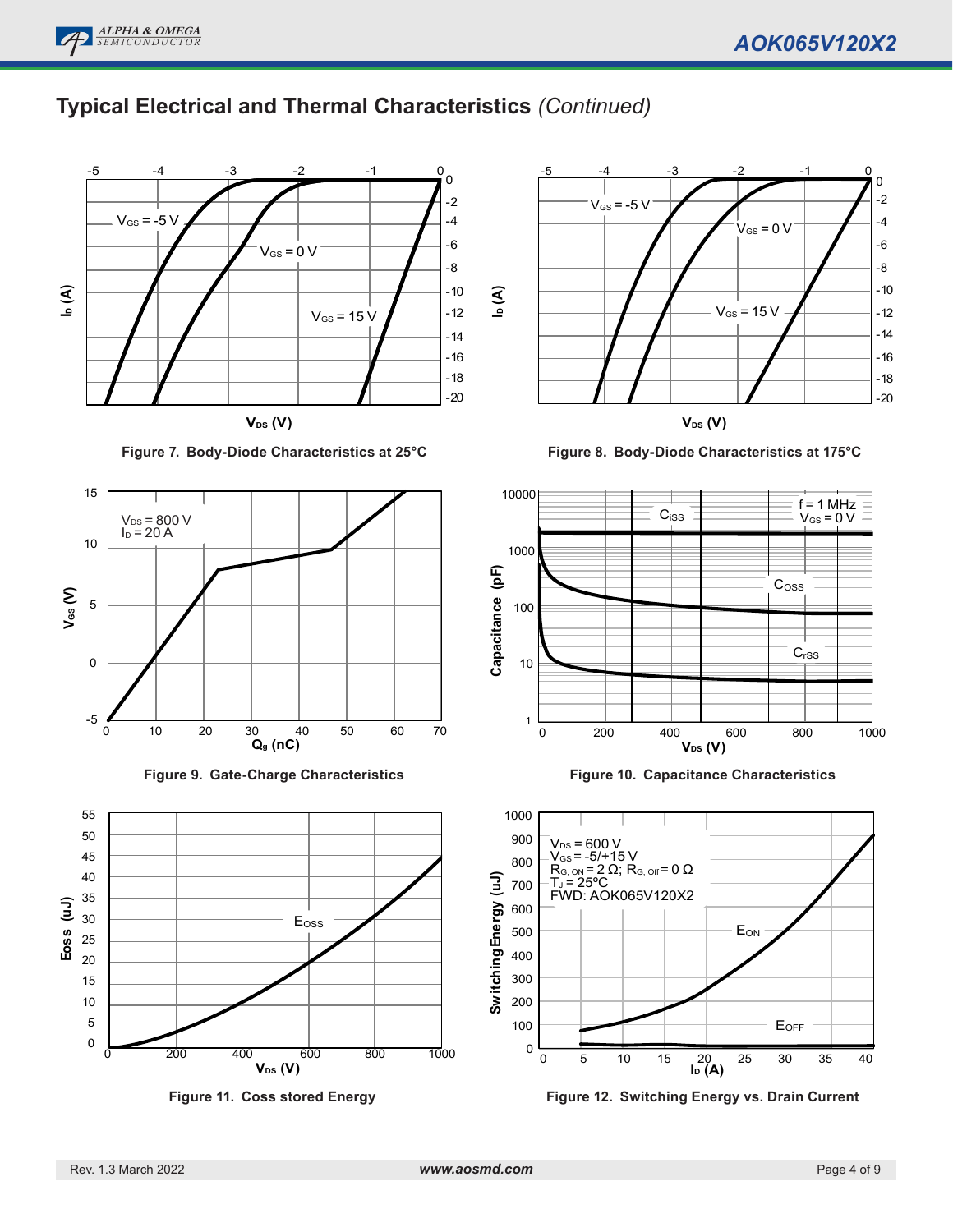## Typical Electrical and Thermal Characteristics *(Continued)*

Figure 7. Body-Diode Characteristics at 25°C

Figure 8. Body-Diode Characteristics at 175°C

Figure 9. Gate-Charge Characteristics

Figure 10. Capacitance Characteristics

Figure 11. Coss stored Energy

Figure 12. Switching Energy vs. Drain Current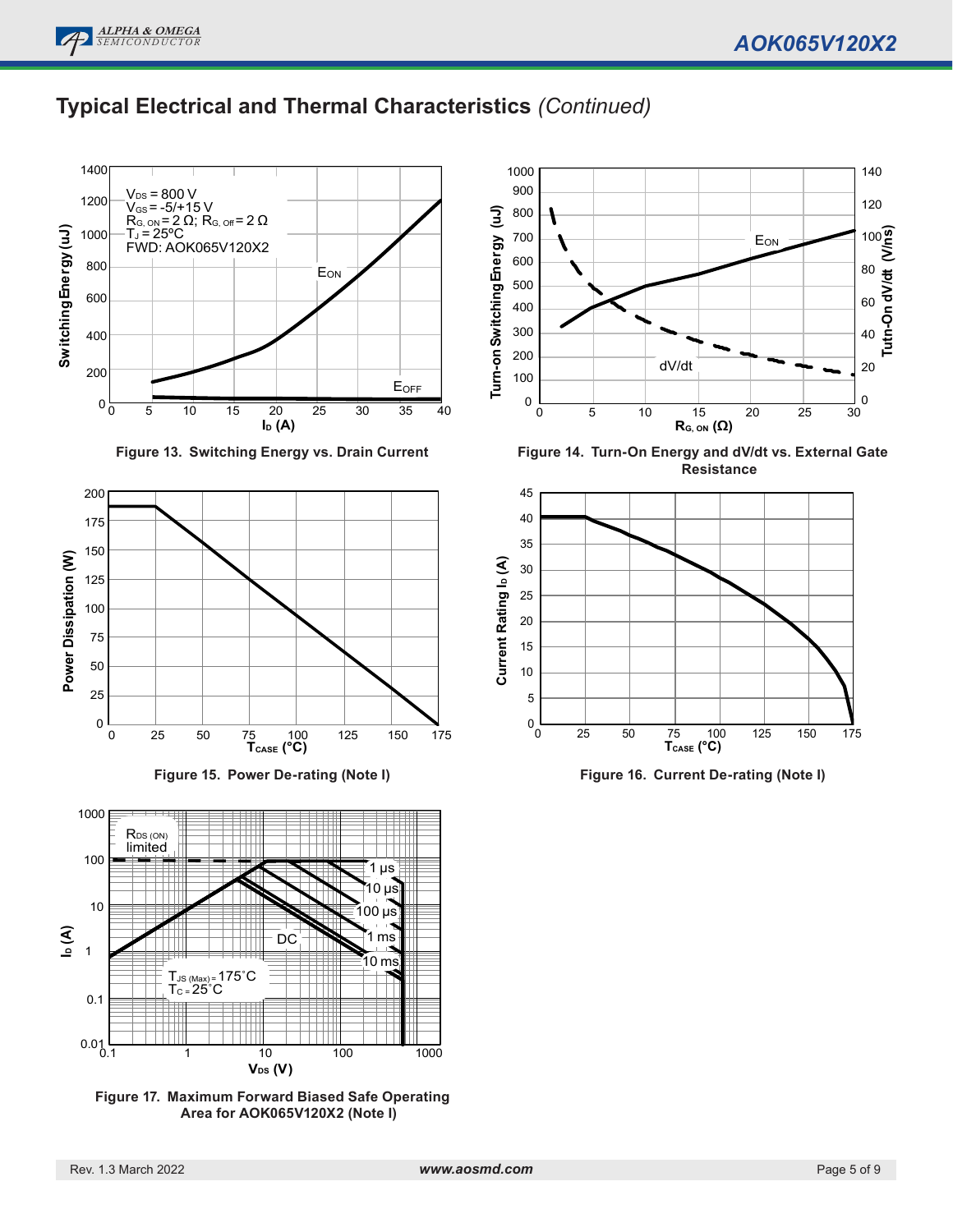## Typical Electrical and Thermal Characteristics *(Continued)*

Figure 13. Switching Energy vs. Drain Current

Figure 14. Turn-On Energy and dV/dt vs. External Gate Resistance

Figure 15. Power De-rating (Note I)

Figure 16. Current De-rating (Note I)

Figure 17. Maximum Forward Biased Safe Operating Area for AOK065V120X2 (Note I)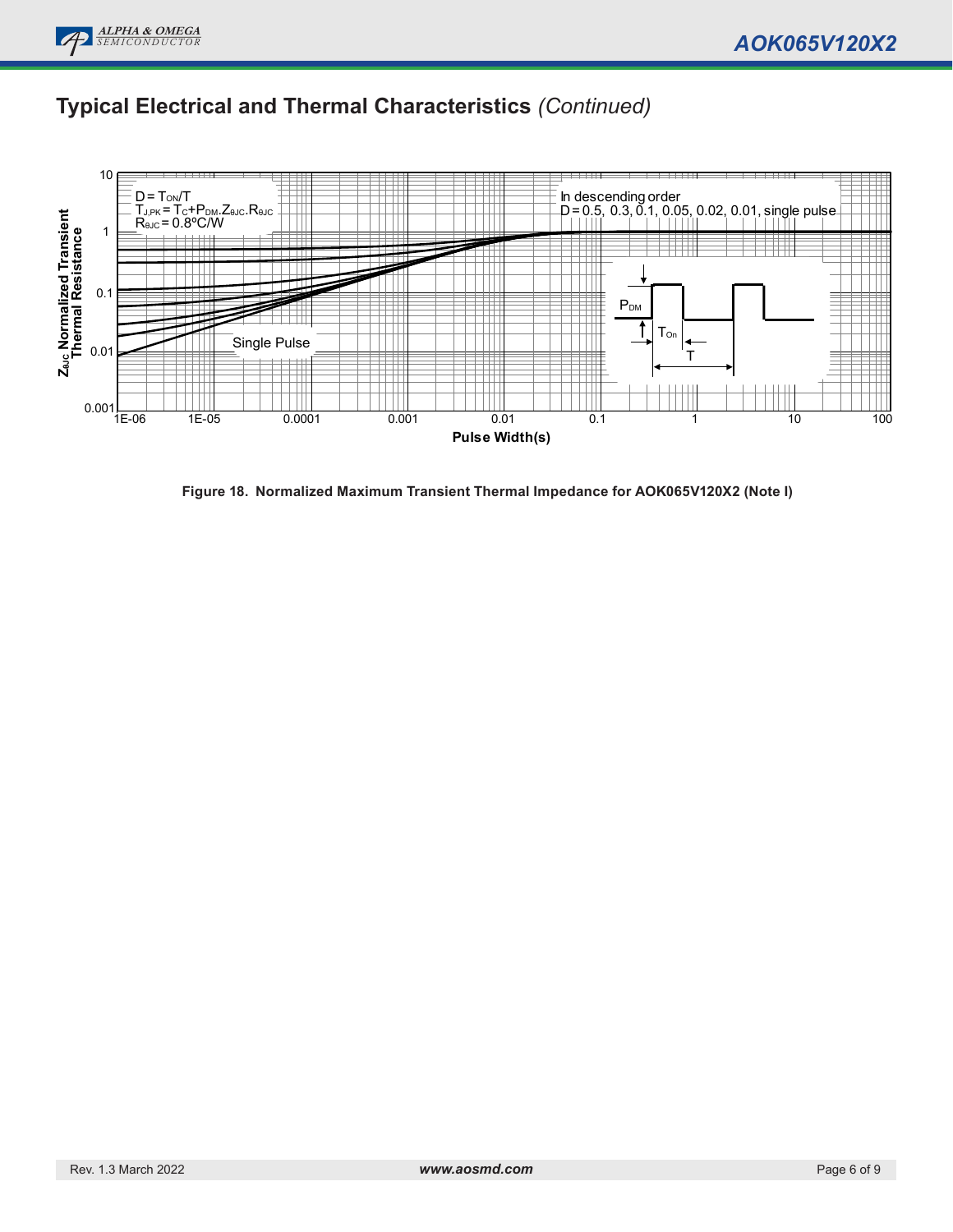## Typical Electrical and Thermal Characteristics *(Continued)*

$D = T_{ON}/T$
$T_{J,PK} = T_C + P_{DM} \cdot Z_{\theta JC} \cdot R_{\theta JC}$
$R_{\theta JC} = 0.8°C/W$

In descending order
D = 0.5, 0.3, 0.1, 0.05, 0.02, 0.01, single pulse

Single Pulse

$P_{DM}$

$T_{On}$

T

$Z_{\theta JC}$ Normalized Transient Thermal Resistance

Pulse Width(s)

**Figure 18. Normalized Maximum Transient Thermal Impedance for AOK065V120X2 (Note I)**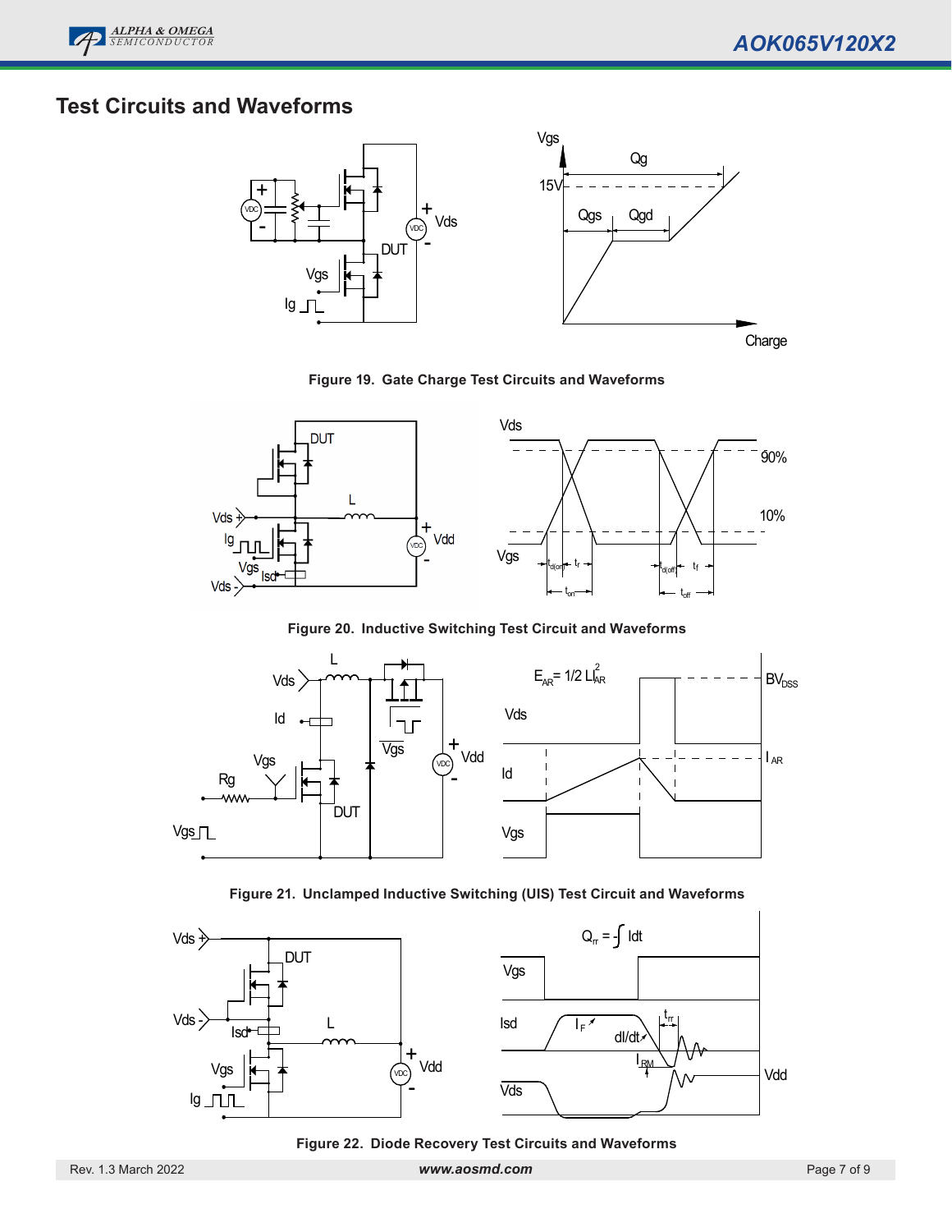## Test Circuits and Waveforms

Figure 19. Gate Charge Test Circuits and Waveforms

Figure 20. Inductive Switching Test Circuit and Waveforms

Figure 21. Unclamped Inductive Switching (UIS) Test Circuit and Waveforms

Figure 22. Diode Recovery Test Circuits and Waveforms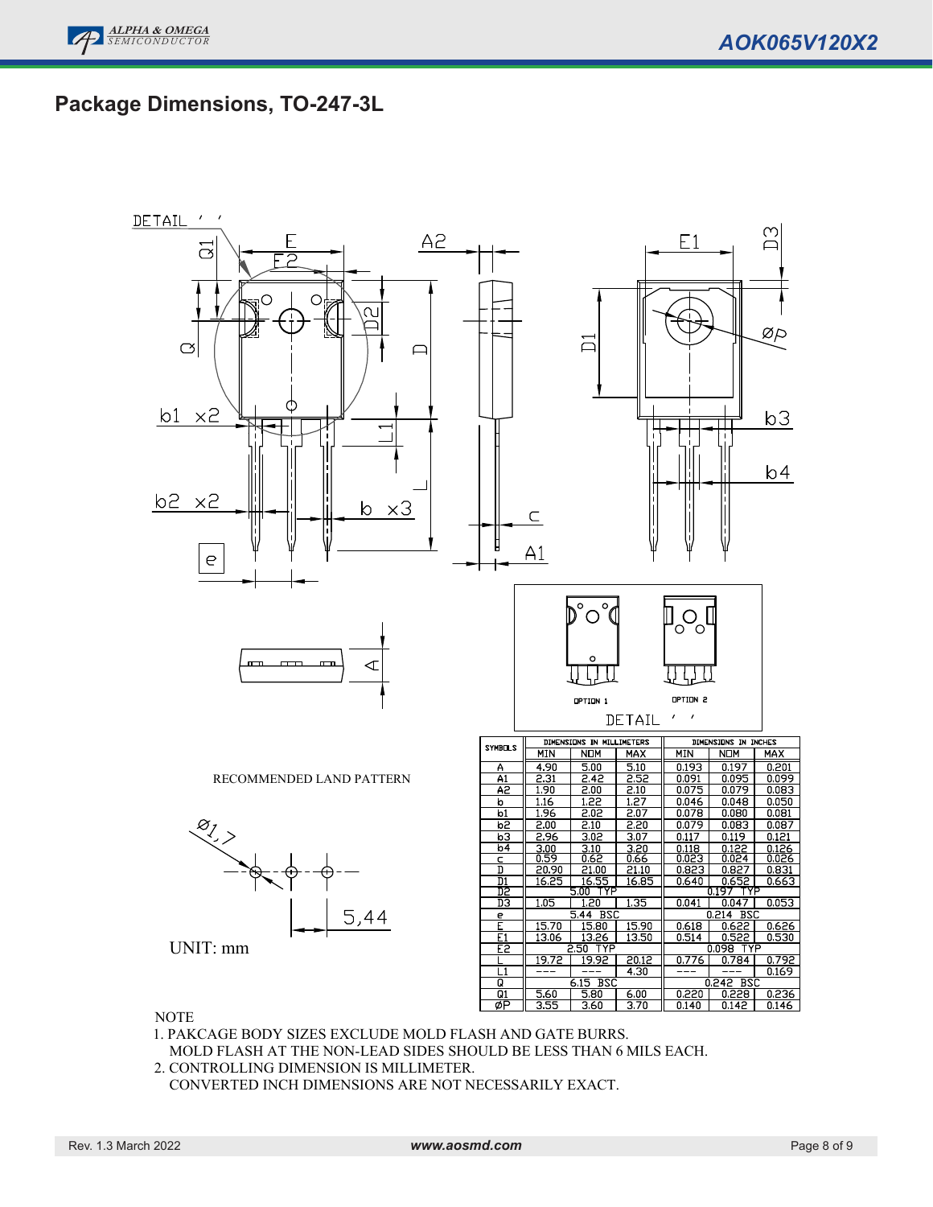## Package Dimensions, TO-247-3L

DETAIL ' '

OPTION 1 OPTION 2

RECOMMENDED LAND PATTERN

Ø1.7

5.44

UNIT: mm

| SYMBOLS | DIMENSIONS IN MILLIMETERS | | | DIMENSIONS IN INCHES | | |
|---|---|---|---|---|---|---|
| | MIN | NOM | MAX | MIN | NOM | MAX |
| A | 4.90 | 5.00 | 5.10 | 0.193 | 0.197 | 0.201 |
| A1 | 2.31 | 2.42 | 2.52 | 0.091 | 0.095 | 0.099 |
| A2 | 1.90 | 2.00 | 2.10 | 0.075 | 0.079 | 0.083 |
| b | 1.16 | 1.22 | 1.27 | 0.046 | 0.048 | 0.050 |
| b1 | 1.96 | 2.02 | 2.07 | 0.078 | 0.080 | 0.081 |
| b2 | 2.00 | 2.10 | 2.20 | 0.079 | 0.083 | 0.087 |
| b3 | 2.96 | 3.02 | 3.07 | 0.117 | 0.119 | 0.121 |
| b4 | 3.00 | 3.10 | 3.20 | 0.118 | 0.122 | 0.126 |
| c | 0.59 | 0.62 | 0.66 | 0.023 | 0.024 | 0.026 |
| D | 20.90 | 21.00 | 21.10 | 0.823 | 0.827 | 0.831 |
| D1 | 16.25 | 16.55 | 16.85 | 0.640 | 0.652 | 0.663 |
| D2 | 5.00 TYP | | | 0.197 TYP | | |
| D3 | 1.05 | 1.20 | 1.35 | 0.041 | 0.047 | 0.053 |
| e | 5.44 BSC | | | 0.214 BSC | | |
| E | 15.70 | 15.80 | 15.90 | 0.618 | 0.622 | 0.626 |
| E1 | 13.06 | 13.26 | 13.50 | 0.514 | 0.522 | 0.530 |
| E2 | 2.50 TYP | | | 0.098 TYP | | |
| L | 19.72 | 19.92 | 20.12 | 0.776 | 0.784 | 0.792 |
| L1 | --- | --- | 4.30 | --- | --- | 0.169 |
| Q | 6.15 BSC | | | 0.242 BSC | | |
| Q1 | 5.60 | 5.80 | 6.00 | 0.220 | 0.228 | 0.236 |
| ØP | 3.55 | 3.60 | 3.70 | 0.140 | 0.142 | 0.146 |

NOTE

1. PAKCAGE BODY SIZES EXCLUDE MOLD FLASH AND GATE BURRS.
   MOLD FLASH AT THE NON-LEAD SIDES SHOULD BE LESS THAN 6 MILS EACH.
2. CONTROLLING DIMENSION IS MILLIMETER.
   CONVERTED INCH DIMENSIONS ARE NOT NECESSARILY EXACT.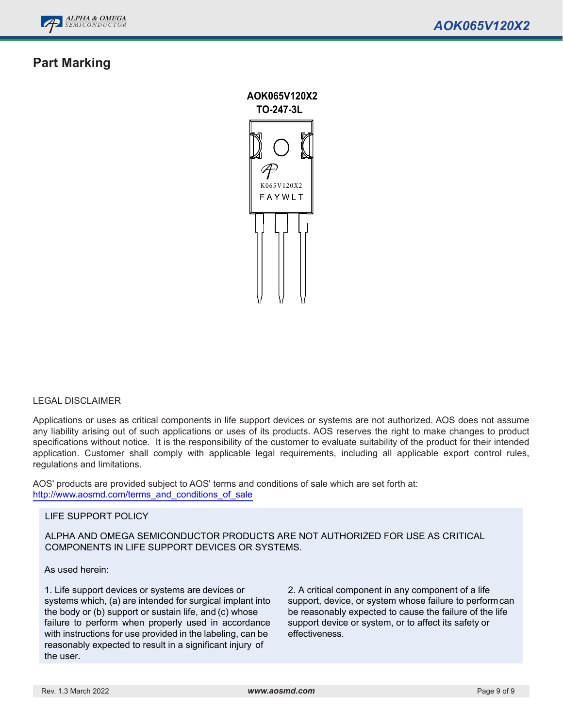## Part Marking

AOK065V120X2
TO-247-3L

K065V120X2
FAYWLT

LEGAL DISCLAIMER

Applications or uses as critical components in life support devices or systems are not authorized. AOS does not assume any liability arising out of such applications or uses of its products. AOS reserves the right to make changes to product specifications without notice. It is the responsibility of the customer to evaluate suitability of the product for their intended application. Customer shall comply with applicable legal requirements, including all applicable export control rules, regulations and limitations.

AOS' products are provided subject to AOS' terms and conditions of sale which are set forth at:
http://www.aosmd.com/terms_and_conditions_of_sale

LIFE SUPPORT POLICY

ALPHA AND OMEGA SEMICONDUCTOR PRODUCTS ARE NOT AUTHORIZED FOR USE AS CRITICAL COMPONENTS IN LIFE SUPPORT DEVICES OR SYSTEMS.

As used herein:

1. Life support devices or systems are devices or systems which, (a) are intended for surgical implant into the body or (b) support or sustain life, and (c) whose failure to perform when properly used in accordance with instructions for use provided in the labeling, can be reasonably expected to result in a significant injury of the user.

2. A critical component in any component of a life support, device, or system whose failure to perform can be reasonably expected to cause the failure of the life support device or system, or to affect its safety or effectiveness.